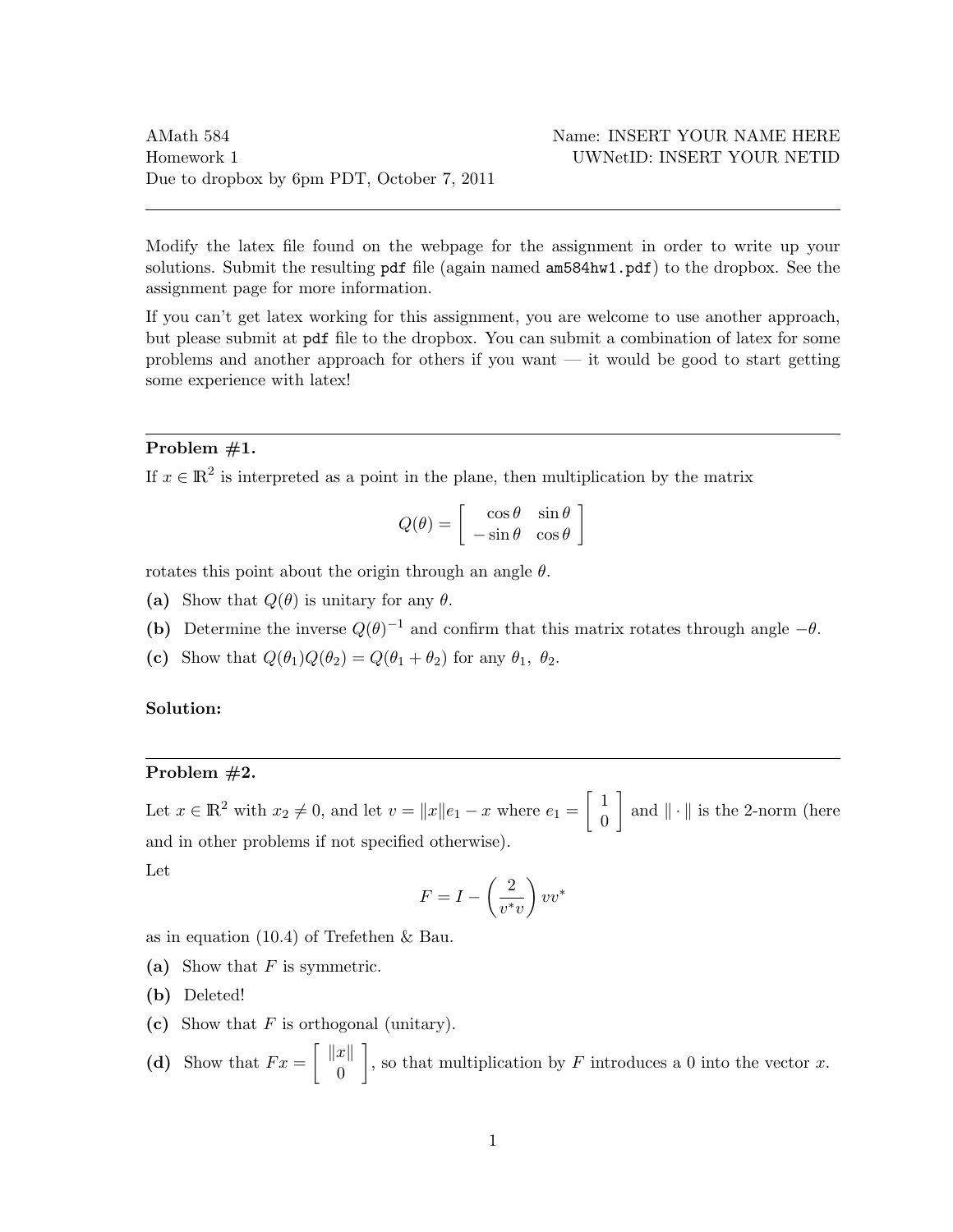AMath 584
Homework 1
Due to dropbox by 6pm PDT, October 7, 2011

Name: INSERT YOUR NAME HERE
UWNetID: INSERT YOUR NETID

---

Modify the latex file found on the webpage for the assignment in order to write up your solutions. Submit the resulting `pdf` file (again named `am584hw1.pdf`) to the dropbox. See the assignment page for more information.

If you can't get latex working for this assignment, you are welcome to use another approach, but please submit at `pdf` file to the dropbox. You can submit a combination of latex for some problems and another approach for others if you want — it would be good to start getting some experience with latex!

---

**Problem #1.**

If $x \in \mathbb{R}^2$ is interpreted as a point in the plane, then multiplication by the matrix

$$Q(\theta) = \begin{bmatrix} \cos\theta & \sin\theta \\ -\sin\theta & \cos\theta \end{bmatrix}$$

rotates this point about the origin through an angle $\theta$.

**(a)** Show that $Q(\theta)$ is unitary for any $\theta$.

**(b)** Determine the inverse $Q(\theta)^{-1}$ and confirm that this matrix rotates through angle $-\theta$.

**(c)** Show that $Q(\theta_1)Q(\theta_2) = Q(\theta_1 + \theta_2)$ for any $\theta_1, \ \theta_2$.

**Solution:**

---

**Problem #2.**

Let $x \in \mathbb{R}^2$ with $x_2 \neq 0$, and let $v = \|x\|e_1 - x$ where $e_1 = \begin{bmatrix} 1 \\ 0 \end{bmatrix}$ and $\|\cdot\|$ is the 2-norm (here and in other problems if not specified otherwise).

Let

$$F = I - \left(\frac{2}{v^*v}\right) vv^*$$

as in equation (10.4) of Trefethen & Bau.

**(a)** Show that $F$ is symmetric.

**(b)** Deleted!

**(c)** Show that $F$ is orthogonal (unitary).

**(d)** Show that $Fx = \begin{bmatrix} \|x\| \\ 0 \end{bmatrix}$, so that multiplication by $F$ introduces a 0 into the vector $x$.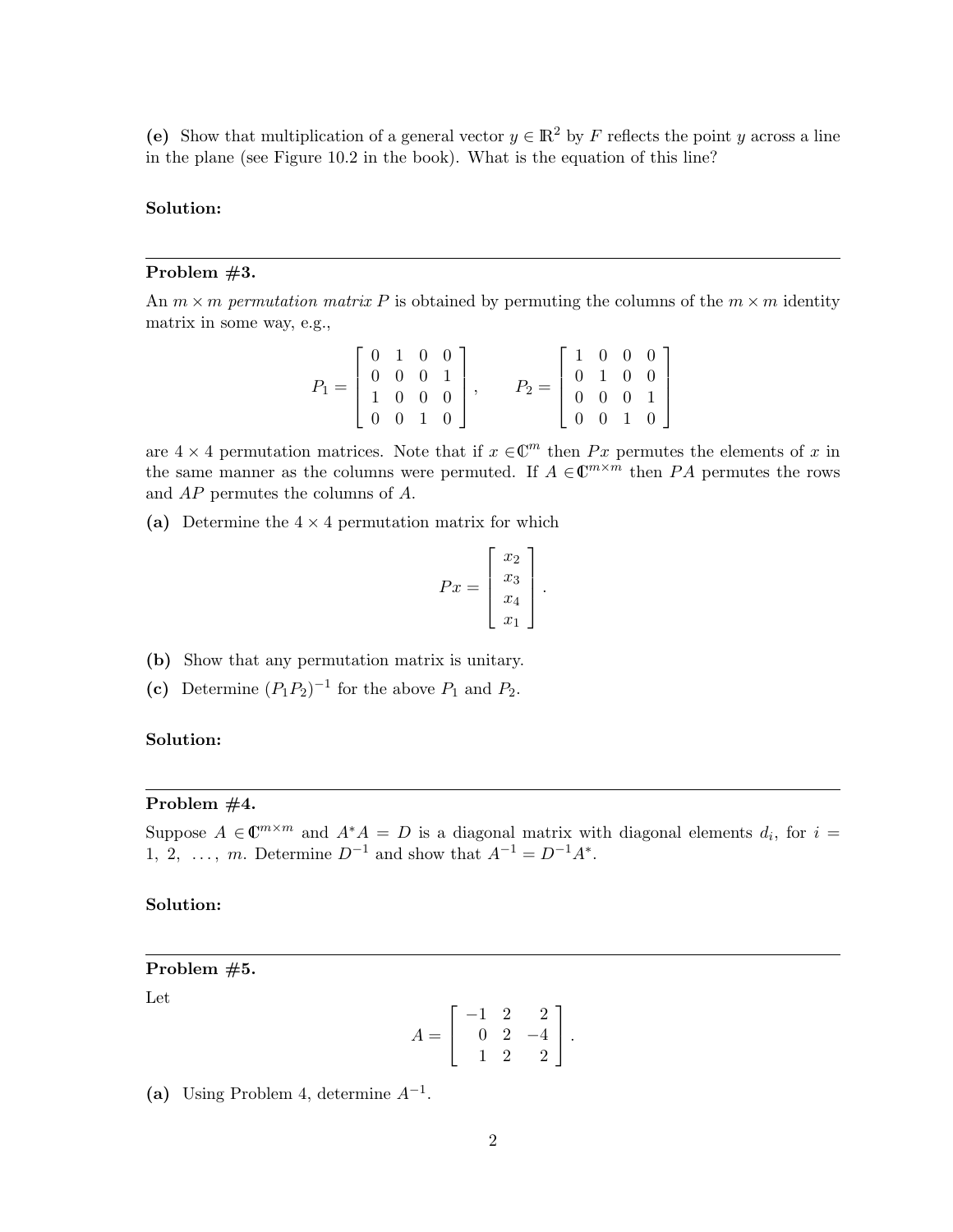**(e)** Show that multiplication of a general vector $y \in \mathbb{R}^2$ by $F$ reflects the point $y$ across a line in the plane (see Figure 10.2 in the book). What is the equation of this line?

**Solution:**

---

**Problem #3.**

An $m \times m$ *permutation matrix* $P$ is obtained by permuting the columns of the $m \times m$ identity matrix in some way, e.g.,

$$P_1 = \begin{bmatrix} 0 & 1 & 0 & 0 \\ 0 & 0 & 0 & 1 \\ 1 & 0 & 0 & 0 \\ 0 & 0 & 1 & 0 \end{bmatrix}, \qquad P_2 = \begin{bmatrix} 1 & 0 & 0 & 0 \\ 0 & 1 & 0 & 0 \\ 0 & 0 & 0 & 1 \\ 0 & 0 & 1 & 0 \end{bmatrix}$$

are $4 \times 4$ permutation matrices. Note that if $x \in \mathbb{C}^m$ then $Px$ permutes the elements of $x$ in the same manner as the columns were permuted. If $A \in \mathbb{C}^{m \times m}$ then $PA$ permutes the rows and $AP$ permutes the columns of $A$.

**(a)** Determine the $4 \times 4$ permutation matrix for which

$$Px = \begin{bmatrix} x_2 \\ x_3 \\ x_4 \\ x_1 \end{bmatrix}.$$

**(b)** Show that any permutation matrix is unitary.

**(c)** Determine $(P_1 P_2)^{-1}$ for the above $P_1$ and $P_2$.

**Solution:**

---

**Problem #4.**

Suppose $A \in \mathbb{C}^{m \times m}$ and $A^* A = D$ is a diagonal matrix with diagonal elements $d_i$, for $i = 1, 2, \ldots, m$. Determine $D^{-1}$ and show that $A^{-1} = D^{-1} A^*$.

**Solution:**

---

**Problem #5.**

Let

$$A = \begin{bmatrix} -1 & 2 & 2 \\ 0 & 2 & -4 \\ 1 & 2 & 2 \end{bmatrix}.$$

**(a)** Using Problem 4, determine $A^{-1}$.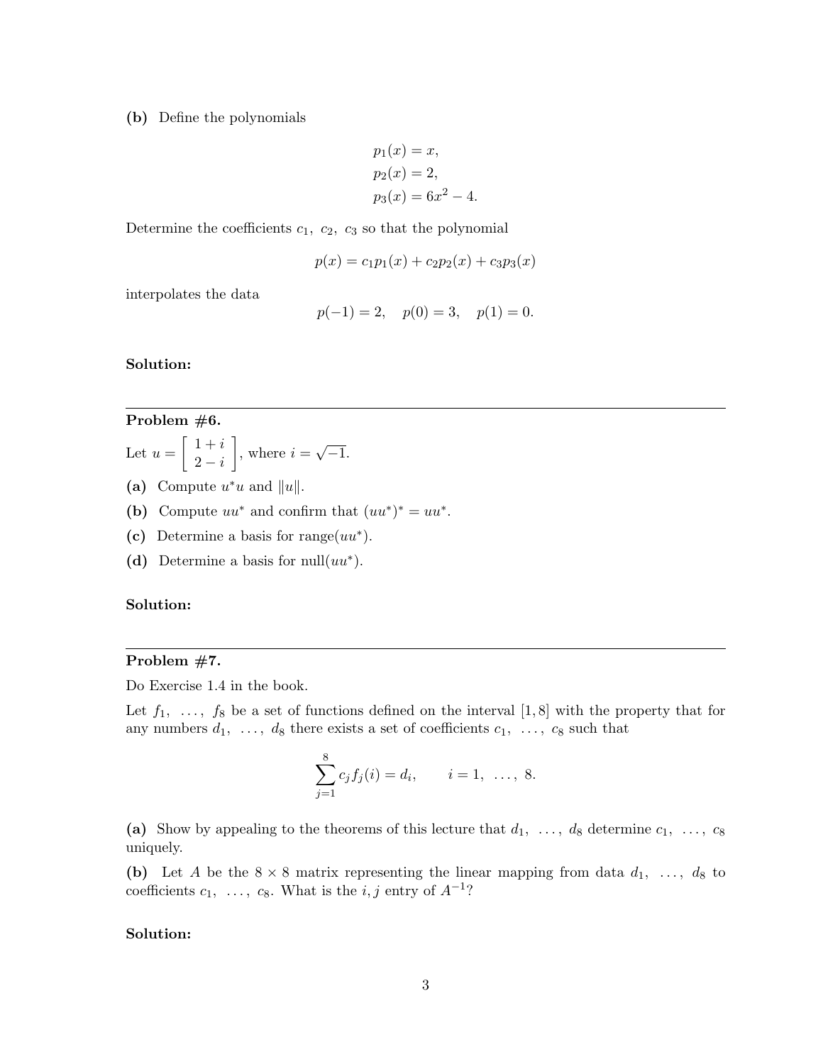**(b)** Define the polynomials

$$
\begin{aligned}
p_1(x) &= x, \\
p_2(x) &= 2, \\
p_3(x) &= 6x^2 - 4.
\end{aligned}
$$

Determine the coefficients $c_1,\ c_2,\ c_3$ so that the polynomial

$$p(x) = c_1 p_1(x) + c_2 p_2(x) + c_3 p_3(x)$$

interpolates the data

$$p(-1) = 2, \quad p(0) = 3, \quad p(1) = 0.$$

**Solution:**

---

**Problem #6.**

Let $u = \begin{bmatrix} 1+i \\ 2-i \end{bmatrix}$, where $i = \sqrt{-1}$.

**(a)** Compute $u^*u$ and $\|u\|$.

**(b)** Compute $uu^*$ and confirm that $(uu^*)^* = uu^*$.

**(c)** Determine a basis for range$(uu^*)$.

**(d)** Determine a basis for null$(uu^*)$.

**Solution:**

---

**Problem #7.**

Do Exercise 1.4 in the book.

Let $f_1,\ \ldots,\ f_8$ be a set of functions defined on the interval $[1, 8]$ with the property that for any numbers $d_1,\ \ldots,\ d_8$ there exists a set of coefficients $c_1,\ \ldots,\ c_8$ such that

$$\sum_{j=1}^{8} c_j f_j(i) = d_i, \qquad i = 1,\ \ldots,\ 8.$$

**(a)** Show by appealing to the theorems of this lecture that $d_1,\ \ldots,\ d_8$ determine $c_1,\ \ldots,\ c_8$ uniquely.

**(b)** Let $A$ be the $8 \times 8$ matrix representing the linear mapping from data $d_1,\ \ldots,\ d_8$ to coefficients $c_1,\ \ldots,\ c_8$. What is the $i, j$ entry of $A^{-1}$?

**Solution:**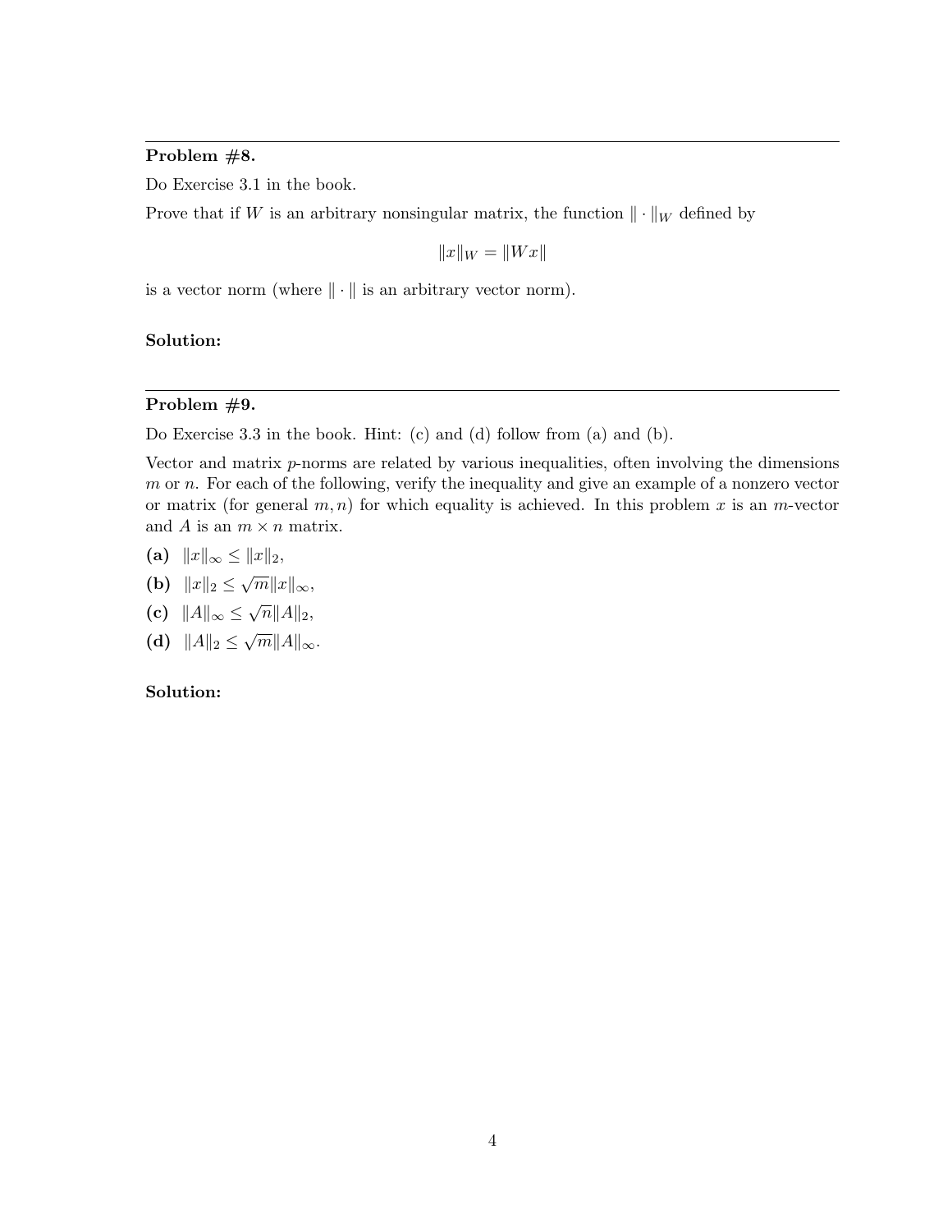---

**Problem #8.**

Do Exercise 3.1 in the book.

Prove that if $W$ is an arbitrary nonsingular matrix, the function $\|\cdot\|_W$ defined by

$$\|x\|_W = \|Wx\|$$

is a vector norm (where $\|\cdot\|$ is an arbitrary vector norm).

**Solution:**

---

**Problem #9.**

Do Exercise 3.3 in the book. Hint: (c) and (d) follow from (a) and (b).

Vector and matrix $p$-norms are related by various inequalities, often involving the dimensions $m$ or $n$. For each of the following, verify the inequality and give an example of a nonzero vector or matrix (for general $m, n$) for which equality is achieved. In this problem $x$ is an $m$-vector and $A$ is an $m \times n$ matrix.

**(a)** $\|x\|_\infty \leq \|x\|_2$,

**(b)** $\|x\|_2 \leq \sqrt{m}\|x\|_\infty$,

**(c)** $\|A\|_\infty \leq \sqrt{n}\|A\|_2$,

**(d)** $\|A\|_2 \leq \sqrt{m}\|A\|_\infty$.

**Solution:**